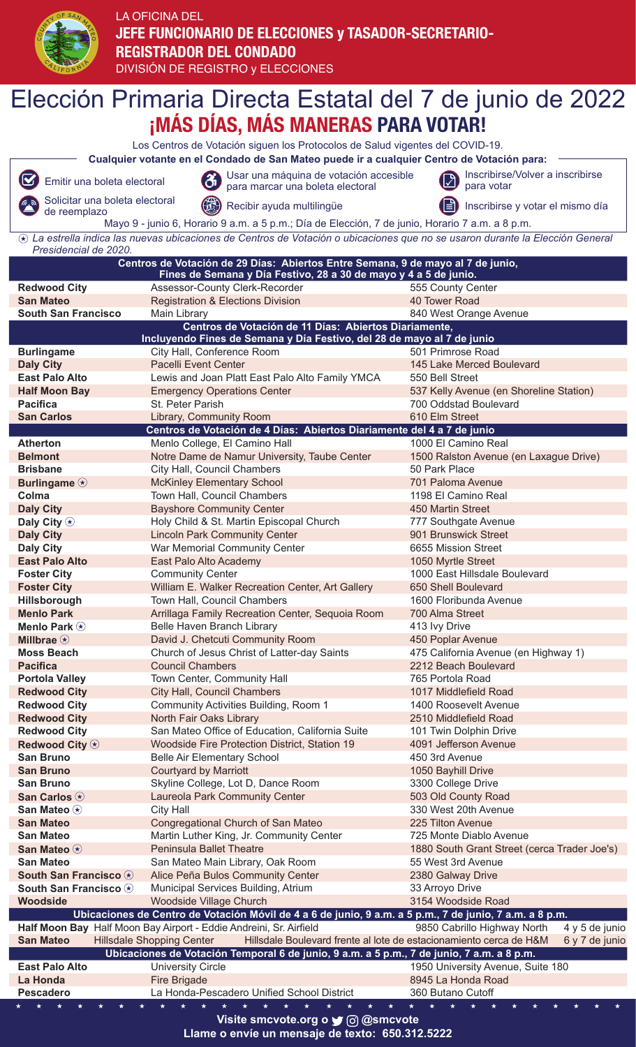LA OFICINA DEL
**JEFE FUNCIONARIO DE ELECCIONES y TASADOR-SECRETARIO-REGISTRADOR DEL CONDADO**
DIVISIÓN DE REGISTRO y ELECCIONES

# Elección Primaria Directa Estatal del 7 de junio de 2022

## ¡MÁS DÍAS, MÁS MANERAS PARA VOTAR!

Los Centros de Votación siguen los Protocolos de Salud vigentes del COVID-19.

**Cualquier votante en el Condado de San Mateo puede ir a cualquier Centro de Votación para:**

- Emitir una boleta electoral
- Usar una máquina de votación accesible para marcar una boleta electoral
- Inscribirse/Volver a inscribirse para votar
- Solicitar una boleta electoral de reemplazo
- Recibir ayuda multilingüe
- Inscribirse y votar el mismo día

Mayo 9 - junio 6, Horario 9 a.m. a 5 p.m.; Día de Elección, 7 de junio, Horario 7 a.m. a 8 p.m.

*⍟ La estrella indica las nuevas ubicaciones de Centros de Votación o ubicaciones que no se usaron durante la Elección General Presidencial de 2020.*

| **Centros de Votación de 29 Días: Abiertos Entre Semana, 9 de mayo al 7 de junio, Fines de Semana y Día Festivo, 28 a 30 de mayo y 4 a 5 de junio.** | | |
|---|---|---|
| **Redwood City** | Assessor-County Clerk-Recorder | 555 County Center |
| **San Mateo** | Registration & Elections Division | 40 Tower Road |
| **South San Francisco** | Main Library | 840 West Orange Avenue |
| **Centros de Votación de 11 Días: Abiertos Diariamente, Incluyendo Fines de Semana y Día Festivo, del 28 de mayo al 7 de junio** | | |
| **Burlingame** | City Hall, Conference Room | 501 Primrose Road |
| **Daly City** | Pacelli Event Center | 145 Lake Merced Boulevard |
| **East Palo Alto** | Lewis and Joan Platt East Palo Alto Family YMCA | 550 Bell Street |
| **Half Moon Bay** | Emergency Operations Center | 537 Kelly Avenue (en Shoreline Station) |
| **Pacifica** | St. Peter Parish | 700 Oddstad Boulevard |
| **San Carlos** | Library, Community Room | 610 Elm Street |
| **Centros de Votación de 4 Días: Abiertos Diariamente del 4 a 7 de junio** | | |
| **Atherton** | Menlo College, El Camino Hall | 1000 El Camino Real |
| **Belmont** | Notre Dame de Namur University, Taube Center | 1500 Ralston Avenue (en Laxague Drive) |
| **Brisbane** | City Hall, Council Chambers | 50 Park Place |
| **Burlingame ⍟** | McKinley Elementary School | 701 Paloma Avenue |
| **Colma** | Town Hall, Council Chambers | 1198 El Camino Real |
| **Daly City** | Bayshore Community Center | 450 Martin Street |
| **Daly City ⍟** | Holy Child & St. Martin Episcopal Church | 777 Southgate Avenue |
| **Daly City** | Lincoln Park Community Center | 901 Brunswick Street |
| **Daly City** | War Memorial Community Center | 6655 Mission Street |
| **East Palo Alto** | East Palo Alto Academy | 1050 Myrtle Street |
| **Foster City** | Community Center | 1000 East Hillsdale Boulevard |
| **Foster City** | William E. Walker Recreation Center, Art Gallery | 650 Shell Boulevard |
| **Hillsborough** | Town Hall, Council Chambers | 1600 Floribunda Avenue |
| **Menlo Park** | Arrillaga Family Recreation Center, Sequoia Room | 700 Alma Street |
| **Menlo Park ⍟** | Belle Haven Branch Library | 413 Ivy Drive |
| **Millbrae ⍟** | David J. Chetcuti Community Room | 450 Poplar Avenue |
| **Moss Beach** | Church of Jesus Christ of Latter-day Saints | 475 California Avenue (en Highway 1) |
| **Pacifica** | Council Chambers | 2212 Beach Boulevard |
| **Portola Valley** | Town Center, Community Hall | 765 Portola Road |
| **Redwood City** | City Hall, Council Chambers | 1017 Middlefield Road |
| **Redwood City** | Community Activities Building, Room 1 | 1400 Roosevelt Avenue |
| **Redwood City** | North Fair Oaks Library | 2510 Middlefield Road |
| **Redwood City** | San Mateo Office of Education, California Suite | 101 Twin Dolphin Drive |
| **Redwood City ⍟** | Woodside Fire Protection District, Station 19 | 4091 Jefferson Avenue |
| **San Bruno** | Belle Air Elementary School | 450 3rd Avenue |
| **San Bruno** | Courtyard by Marriott | 1050 Bayhill Drive |
| **San Bruno** | Skyline College, Lot D, Dance Room | 3300 College Drive |
| **San Carlos ⍟** | Laureola Park Community Center | 503 Old County Road |
| **San Mateo ⍟** | City Hall | 330 West 20th Avenue |
| **San Mateo** | Congregational Church of San Mateo | 225 Tilton Avenue |
| **San Mateo** | Martin Luther King, Jr. Community Center | 725 Monte Diablo Avenue |
| **San Mateo ⍟** | Peninsula Ballet Theatre | 1880 South Grant Street (cerca Trader Joe's) |
| **San Mateo** | San Mateo Main Library, Oak Room | 55 West 3rd Avenue |
| **South San Francisco ⍟** | Alice Peña Bulos Community Center | 2380 Galway Drive |
| **South San Francisco ⍟** | Municipal Services Building, Atrium | 33 Arroyo Drive |
| **Woodside** | Woodside Village Church | 3154 Woodside Road |

| **Ubicaciones de Centro de Votación Móvil de 4 a 6 de junio, 9 a.m. a 5 p.m., 7 de junio, 7 a.m. a 8 p.m.** | | | |
|---|---|---|---|
| **Half Moon Bay** | Half Moon Bay Airport - Eddie Andreini, Sr. Airfield | 9850 Cabrillo Highway North | 4 y 5 de junio |
| **San Mateo** | Hillsdale Shopping Center | Hillsdale Boulevard frente al lote de estacionamiento cerca de H&M | 6 y 7 de junio |

| **Ubicaciones de Votación Temporal 6 de junio, 9 a.m. a 5 p.m., 7 de junio, 7 a.m. a 8 p.m.** | | |
|---|---|---|
| **East Palo Alto** | University Circle | 1950 University Avenue, Suite 180 |
| **La Honda** | Fire Brigade | 8945 La Honda Road |
| **Pescadero** | La Honda-Pescadero Unified School District | 360 Butano Cutoff |

**Visite smcvote.org o @smcvote**
**Llame o envíe un mensaje de texto: 650.312.5222**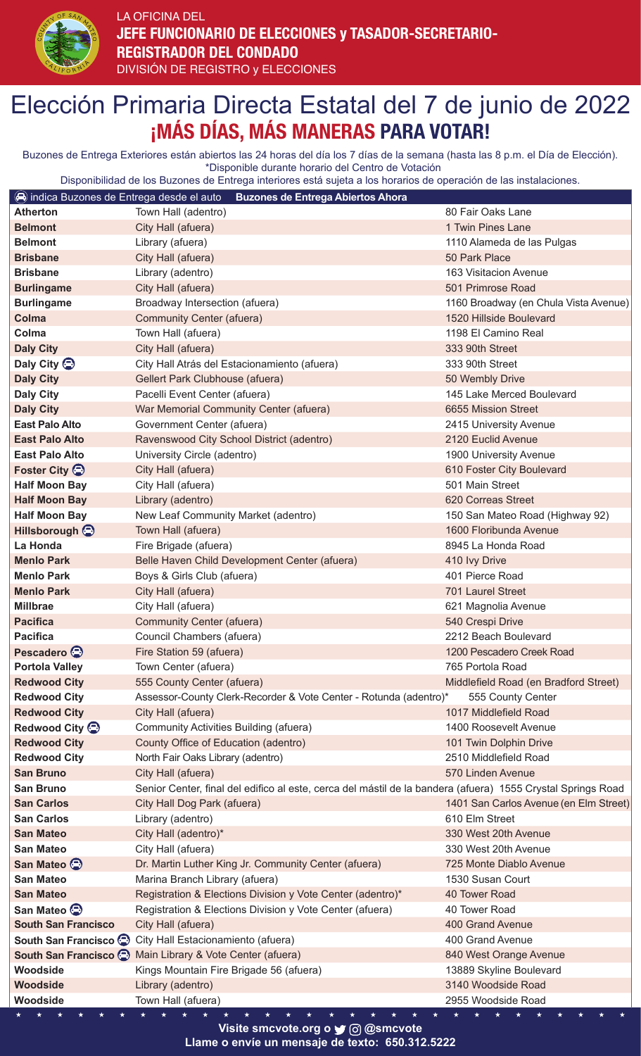LA OFICINA DEL
**JEFE FUNCIONARIO DE ELECCIONES y TASADOR-SECRETARIO-REGISTRADOR DEL CONDADO**
DIVISIÓN DE REGISTRO y ELECCIONES

# Elección Primaria Directa Estatal del 7 de junio de 2022

## ¡MÁS DÍAS, MÁS MANERAS PARA VOTAR!

Buzones de Entrega Exteriores están abiertos las 24 horas del día los 7 días de la semana (hasta las 8 p.m. el Día de Elección).
*Disponible durante horario del Centro de Votación
Disponibilidad de los Buzones de Entrega interiores está sujeta a los horarios de operación de las instalaciones.

| (🚗) indica Buzones de Entrega desde el auto | **Buzones de Entrega Abiertos Ahora** | |
|---|---|---|
| **Atherton** | Town Hall (adentro) | 80 Fair Oaks Lane |
| **Belmont** | City Hall (afuera) | 1 Twin Pines Lane |
| **Belmont** | Library (afuera) | 1110 Alameda de las Pulgas |
| **Brisbane** | City Hall (afuera) | 50 Park Place |
| **Brisbane** | Library (adentro) | 163 Visitacion Avenue |
| **Burlingame** | City Hall (afuera) | 501 Primrose Road |
| **Burlingame** | Broadway Intersection (afuera) | 1160 Broadway (en Chula Vista Avenue) |
| **Colma** | Community Center (afuera) | 1520 Hillside Boulevard |
| **Colma** | Town Hall (afuera) | 1198 El Camino Real |
| **Daly City** | City Hall (afuera) | 333 90th Street |
| **Daly City** 🚗 | City Hall Atrás del Estacionamiento (afuera) | 333 90th Street |
| **Daly City** | Gellert Park Clubhouse (afuera) | 50 Wembly Drive |
| **Daly City** | Pacelli Event Center (afuera) | 145 Lake Merced Boulevard |
| **Daly City** | War Memorial Community Center (afuera) | 6655 Mission Street |
| **East Palo Alto** | Government Center (afuera) | 2415 University Avenue |
| **East Palo Alto** | Ravenswood City School District (adentro) | 2120 Euclid Avenue |
| **East Palo Alto** | University Circle (adentro) | 1900 University Avenue |
| **Foster City** 🚗 | City Hall (afuera) | 610 Foster City Boulevard |
| **Half Moon Bay** | City Hall (afuera) | 501 Main Street |
| **Half Moon Bay** | Library (adentro) | 620 Correas Street |
| **Half Moon Bay** | New Leaf Community Market (adentro) | 150 San Mateo Road (Highway 92) |
| **Hillsborough** 🚗 | Town Hall (afuera) | 1600 Floribunda Avenue |
| **La Honda** | Fire Brigade (afuera) | 8945 La Honda Road |
| **Menlo Park** | Belle Haven Child Development Center (afuera) | 410 Ivy Drive |
| **Menlo Park** | Boys & Girls Club (afuera) | 401 Pierce Road |
| **Menlo Park** | City Hall (afuera) | 701 Laurel Street |
| **Millbrae** | City Hall (afuera) | 621 Magnolia Avenue |
| **Pacifica** | Community Center (afuera) | 540 Crespi Drive |
| **Pacifica** | Council Chambers (afuera) | 2212 Beach Boulevard |
| **Pescadero** 🚗 | Fire Station 59 (afuera) | 1200 Pescadero Creek Road |
| **Portola Valley** | Town Center (afuera) | 765 Portola Road |
| **Redwood City** | 555 County Center (afuera) | Middlefield Road (en Bradford Street) |
| **Redwood City** | Assessor-County Clerk-Recorder & Vote Center - Rotunda (adentro)* | 555 County Center |
| **Redwood City** | City Hall (afuera) | 1017 Middlefield Road |
| **Redwood City** 🚗 | Community Activities Building (afuera) | 1400 Roosevelt Avenue |
| **Redwood City** | County Office of Education (adentro) | 101 Twin Dolphin Drive |
| **Redwood City** | North Fair Oaks Library (adentro) | 2510 Middlefield Road |
| **San Bruno** | City Hall (afuera) | 570 Linden Avenue |
| **San Bruno** | Senior Center, final del edificio al este, cerca del mástil de la bandera (afuera) | 1555 Crystal Springs Road |
| **San Carlos** | City Hall Dog Park (afuera) | 1401 San Carlos Avenue (en Elm Street) |
| **San Carlos** | Library (adentro) | 610 Elm Street |
| **San Mateo** | City Hall (adentro)* | 330 West 20th Avenue |
| **San Mateo** | City Hall (afuera) | 330 West 20th Avenue |
| **San Mateo** 🚗 | Dr. Martin Luther King Jr. Community Center (afuera) | 725 Monte Diablo Avenue |
| **San Mateo** | Marina Branch Library (afuera) | 1530 Susan Court |
| **San Mateo** | Registration & Elections Division y Vote Center (adentro)* | 40 Tower Road |
| **San Mateo** 🚗 | Registration & Elections Division y Vote Center (afuera) | 40 Tower Road |
| **South San Francisco** | City Hall (afuera) | 400 Grand Avenue |
| **South San Francisco** 🚗 | City Hall Estacionamiento (afuera) | 400 Grand Avenue |
| **South San Francisco** 🚗 | Main Library & Vote Center (afuera) | 840 West Orange Avenue |
| **Woodside** | Kings Mountain Fire Brigade 56 (afuera) | 13889 Skyline Boulevard |
| **Woodside** | Library (adentro) | 3140 Woodside Road |
| **Woodside** | Town Hall (afuera) | 2955 Woodside Road |

**Visite smcvote.org o @smcvote**
**Llame o envíe un mensaje de texto: 650.312.5222**